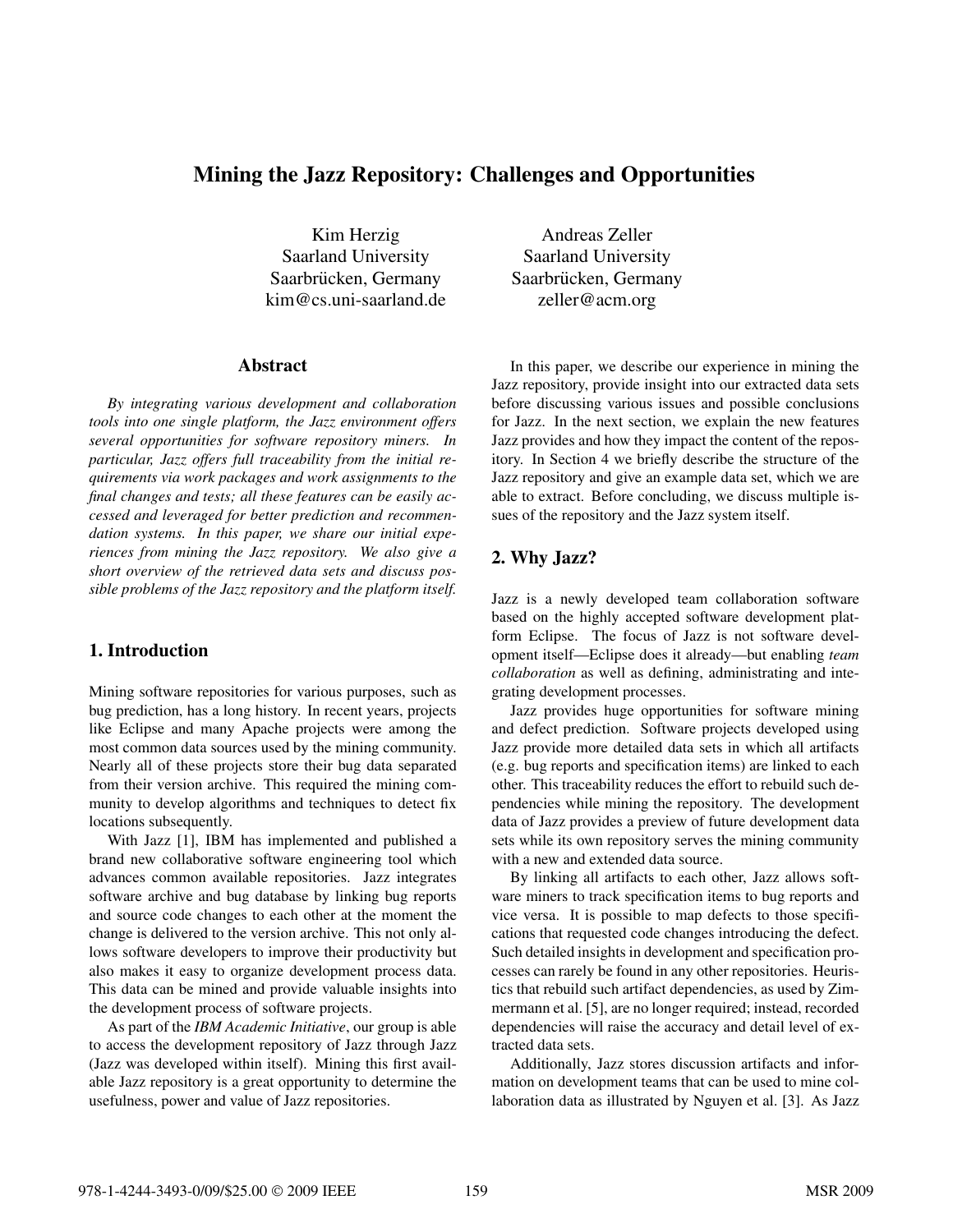# Mining the Jazz Repository: Challenges and Opportunities

Kim Herzig
Saarland University
Saarbrücken, Germany
kim@cs.uni-saarland.de

Andreas Zeller
Saarland University
Saarbrücken, Germany
zeller@acm.org

## Abstract

*By integrating various development and collaboration tools into one single platform, the Jazz environment offers several opportunities for software repository miners. In particular, Jazz offers full traceability from the initial requirements via work packages and work assignments to the final changes and tests; all these features can be easily accessed and leveraged for better prediction and recommendation systems. In this paper, we share our initial experiences from mining the Jazz repository. We also give a short overview of the retrieved data sets and discuss possible problems of the Jazz repository and the platform itself.*

## 1. Introduction

Mining software repositories for various purposes, such as bug prediction, has a long history. In recent years, projects like Eclipse and many Apache projects were among the most common data sources used by the mining community. Nearly all of these projects store their bug data separated from their version archive. This required the mining community to develop algorithms and techniques to detect fix locations subsequently.

With Jazz [1], IBM has implemented and published a brand new collaborative software engineering tool which advances common available repositories. Jazz integrates software archive and bug database by linking bug reports and source code changes to each other at the moment the change is delivered to the version archive. This not only allows software developers to improve their productivity but also makes it easy to organize development process data. This data can be mined and provide valuable insights into the development process of software projects.

As part of the *IBM Academic Initiative*, our group is able to access the development repository of Jazz through Jazz (Jazz was developed within itself). Mining this first available Jazz repository is a great opportunity to determine the usefulness, power and value of Jazz repositories.

In this paper, we describe our experience in mining the Jazz repository, provide insight into our extracted data sets before discussing various issues and possible conclusions for Jazz. In the next section, we explain the new features Jazz provides and how they impact the content of the repository. In Section 4 we briefly describe the structure of the Jazz repository and give an example data set, which we are able to extract. Before concluding, we discuss multiple issues of the repository and the Jazz system itself.

## 2. Why Jazz?

Jazz is a newly developed team collaboration software based on the highly accepted software development platform Eclipse. The focus of Jazz is not software development itself—Eclipse does it already—but enabling *team collaboration* as well as defining, administrating and integrating development processes.

Jazz provides huge opportunities for software mining and defect prediction. Software projects developed using Jazz provide more detailed data sets in which all artifacts (e.g. bug reports and specification items) are linked to each other. This traceability reduces the effort to rebuild such dependencies while mining the repository. The development data of Jazz provides a preview of future development data sets while its own repository serves the mining community with a new and extended data source.

By linking all artifacts to each other, Jazz allows software miners to track specification items to bug reports and vice versa. It is possible to map defects to those specifications that requested code changes introducing the defect. Such detailed insights in development and specification processes can rarely be found in any other repositories. Heuristics that rebuild such artifact dependencies, as used by Zimmermann et al. [5], are no longer required; instead, recorded dependencies will raise the accuracy and detail level of extracted data sets.

Additionally, Jazz stores discussion artifacts and information on development teams that can be used to mine collaboration data as illustrated by Nguyen et al. [3]. As Jazz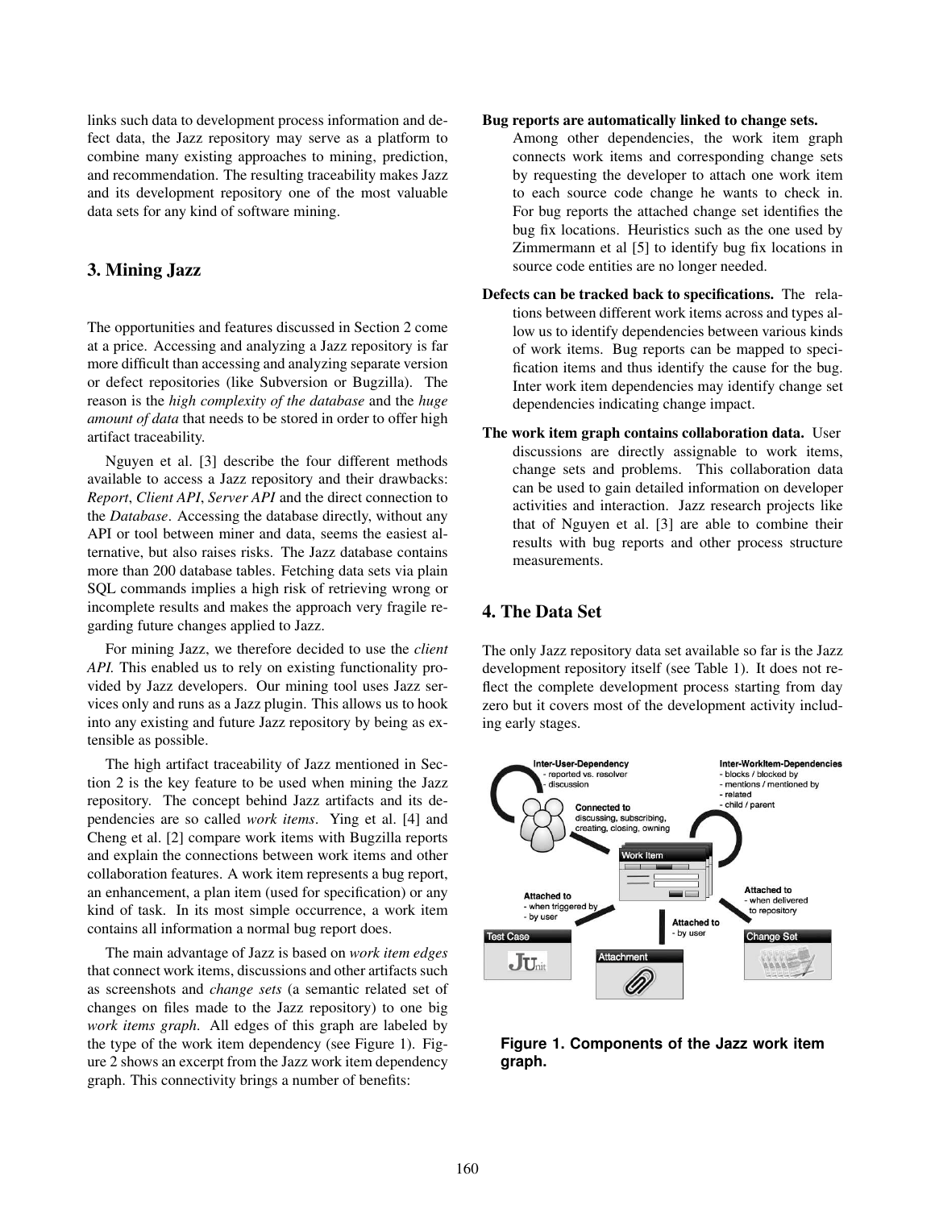links such data to development process information and defect data, the Jazz repository may serve as a platform to combine many existing approaches to mining, prediction, and recommendation. The resulting traceability makes Jazz and its development repository one of the most valuable data sets for any kind of software mining.

## 3. Mining Jazz

The opportunities and features discussed in Section 2 come at a price. Accessing and analyzing a Jazz repository is far more difficult than accessing and analyzing separate version or defect repositories (like Subversion or Bugzilla). The reason is the *high complexity of the database* and the *huge amount of data* that needs to be stored in order to offer high artifact traceability.

Nguyen et al. [3] describe the four different methods available to access a Jazz repository and their drawbacks: *Report*, *Client API*, *Server API* and the direct connection to the *Database*. Accessing the database directly, without any API or tool between miner and data, seems the easiest alternative, but also raises risks. The Jazz database contains more than 200 database tables. Fetching data sets via plain SQL commands implies a high risk of retrieving wrong or incomplete results and makes the approach very fragile regarding future changes applied to Jazz.

For mining Jazz, we therefore decided to use the *client API*. This enabled us to rely on existing functionality provided by Jazz developers. Our mining tool uses Jazz services only and runs as a Jazz plugin. This allows us to hook into any existing and future Jazz repository by being as extensible as possible.

The high artifact traceability of Jazz mentioned in Section 2 is the key feature to be used when mining the Jazz repository. The concept behind Jazz artifacts and its dependencies are so called *work items*. Ying et al. [4] and Cheng et al. [2] compare work items with Bugzilla reports and explain the connections between work items and other collaboration features. A work item represents a bug report, an enhancement, a plan item (used for specification) or any kind of task. In its most simple occurrence, a work item contains all information a normal bug report does.

The main advantage of Jazz is based on *work item edges* that connect work items, discussions and other artifacts such as screenshots and *change sets* (a semantic related set of changes on files made to the Jazz repository) to one big *work items graph*. All edges of this graph are labeled by the type of the work item dependency (see Figure 1). Figure 2 shows an excerpt from the Jazz work item dependency graph. This connectivity brings a number of benefits:

**Bug reports are automatically linked to change sets.** Among other dependencies, the work item graph connects work items and corresponding change sets by requesting the developer to attach one work item to each source code change he wants to check in. For bug reports the attached change set identifies the bug fix locations. Heuristics such as the one used by Zimmermann et al [5] to identify bug fix locations in source code entities are no longer needed.

**Defects can be tracked back to specifications.** The relations between different work items across and types allow us to identify dependencies between various kinds of work items. Bug reports can be mapped to specification items and thus identify the cause for the bug. Inter work item dependencies may identify change set dependencies indicating change impact.

**The work item graph contains collaboration data.** User discussions are directly assignable to work items, change sets and problems. This collaboration data can be used to gain detailed information on developer activities and interaction. Jazz research projects like that of Nguyen et al. [3] are able to combine their results with bug reports and other process structure measurements.

## 4. The Data Set

The only Jazz repository data set available so far is the Jazz development repository itself (see Table 1). It does not reflect the complete development process starting from day zero but it covers most of the development activity including early stages.

Inter-User-Dependency
- reported vs. resolver
- discussion

Inter-WorkItem-Dependencies
- blocks / blocked by
- mentions / mentioned by
- related
- child / parent

Connected to
discussing, subscribing, creating, closing, owning

Work Item

Attached to
- when triggered by
- by user

Attached to
- when delivered to repository

Attached to
- by user

Test Case

Attachment

Change Set

**Figure 1. Components of the Jazz work item graph.**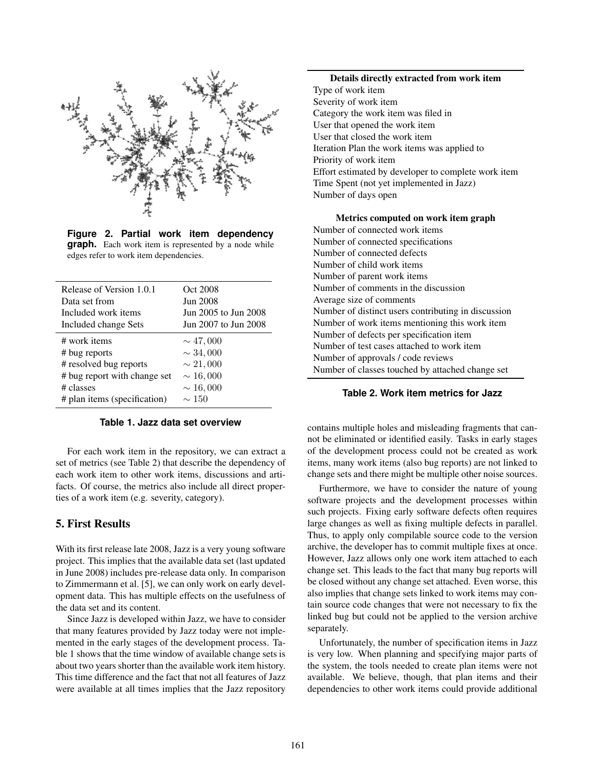Figure 2. **Partial work item dependency graph.** Each work item is represented by a node while edges refer to work item dependencies.

| | |
|---|---|
| Release of Version 1.0.1 | Oct 2008 |
| Data set from | Jun 2008 |
| Included work items | Jun 2005 to Jun 2008 |
| Included change Sets | Jun 2007 to Jun 2008 |
| # work items | $\sim 47,000$ |
| # bug reports | $\sim 34,000$ |
| # resolved bug reports | $\sim 21,000$ |
| # bug report with change set | $\sim 16,000$ |
| # classes | $\sim 16,000$ |
| # plan items (specification) | $\sim 150$ |

**Table 1. Jazz data set overview**

For each work item in the repository, we can extract a set of metrics (see Table 2) that describe the dependency of each work item to other work items, discussions and artifacts. Of course, the metrics also include all direct properties of a work item (e.g. severity, category).

## 5. First Results

With its first release late 2008, Jazz is a very young software project. This implies that the available data set (last updated in June 2008) includes pre-release data only. In comparison to Zimmermann et al. [5], we can only work on early development data. This has multiple effects on the usefulness of the data set and its content.

Since Jazz is developed within Jazz, we have to consider that many features provided by Jazz today were not implemented in the early stages of the development process. Table 1 shows that the time window of available change sets is about two years shorter than the available work item history. This time difference and the fact that not all features of Jazz were available at all times implies that the Jazz repository contains multiple holes and misleading fragments that cannot be eliminated or identified easily. Tasks in early stages of the development process could not be created as work items, many work items (also bug reports) are not linked to change sets and there might be multiple other noise sources.

| Details directly extracted from work item |
|---|
| Type of work item |
| Severity of work item |
| Category the work item was filed in |
| User that opened the work item |
| User that closed the work item |
| Iteration Plan the work items was applied to |
| Priority of work item |
| Effort estimated by developer to complete work item |
| Time Spent (not yet implemented in Jazz) |
| Number of days open |
| **Metrics computed on work item graph** |
| Number of connected work items |
| Number of connected specifications |
| Number of connected defects |
| Number of child work items |
| Number of parent work items |
| Number of comments in the discussion |
| Average size of comments |
| Number of distinct users contributing in discussion |
| Number of work items mentioning this work item |
| Number of defects per specification item |
| Number of test cases attached to work item |
| Number of approvals / code reviews |
| Number of classes touched by attached change set |

**Table 2. Work item metrics for Jazz**

Furthermore, we have to consider the nature of young software projects and the development processes within such projects. Fixing early software defects often requires large changes as well as fixing multiple defects in parallel. Thus, to apply only compilable source code to the version archive, the developer has to commit multiple fixes at once. However, Jazz allows only one work item attached to each change set. This leads to the fact that many bug reports will be closed without any change set attached. Even worse, this also implies that change sets linked to work items may contain source code changes that were not necessary to fix the linked bug but could not be applied to the version archive separately.

Unfortunately, the number of specification items in Jazz is very low. When planning and specifying major parts of the system, the tools needed to create plan items were not available. We believe, though, that plan items and their dependencies to other work items could provide additional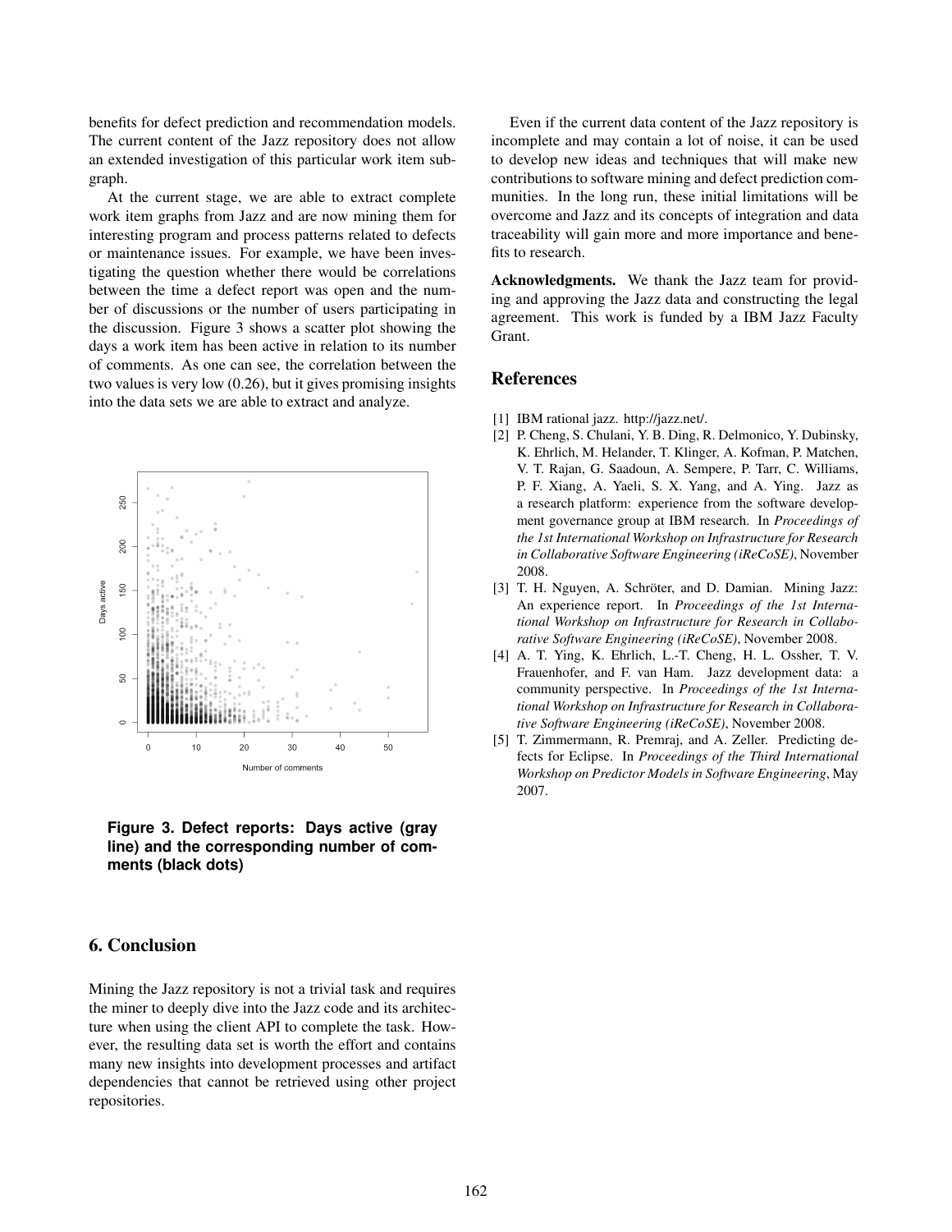benefits for defect prediction and recommendation models. The current content of the Jazz repository does not allow an extended investigation of this particular work item subgraph.

At the current stage, we are able to extract complete work item graphs from Jazz and are now mining them for interesting program and process patterns related to defects or maintenance issues. For example, we have been investigating the question whether there would be correlations between the time a defect report was open and the number of discussions or the number of users participating in the discussion. Figure 3 shows a scatter plot showing the days a work item has been active in relation to its number of comments. As one can see, the correlation between the two values is very low (0.26), but it gives promising insights into the data sets we are able to extract and analyze.

Days active
0
50
100
150
200
250
0
10
20
30
40
50
Number of comments

**Figure 3. Defect reports: Days active (gray line) and the corresponding number of comments (black dots)**

## 6. Conclusion

Mining the Jazz repository is not a trivial task and requires the miner to deeply dive into the Jazz code and its architecture when using the client API to complete the task. However, the resulting data set is worth the effort and contains many new insights into development processes and artifact dependencies that cannot be retrieved using other project repositories.

Even if the current data content of the Jazz repository is incomplete and may contain a lot of noise, it can be used to develop new ideas and techniques that will make new contributions to software mining and defect prediction communities. In the long run, these initial limitations will be overcome and Jazz and its concepts of integration and data traceability will gain more and more importance and benefits to research.

**Acknowledgments.** We thank the Jazz team for providing and approving the Jazz data and constructing the legal agreement. This work is funded by a IBM Jazz Faculty Grant.

## References

[1] IBM rational jazz. http://jazz.net/.

[2] P. Cheng, S. Chulani, Y. B. Ding, R. Delmonico, Y. Dubinsky, K. Ehrlich, M. Helander, T. Klinger, A. Kofman, P. Matchen, V. T. Rajan, G. Saadoun, A. Sempere, P. Tarr, C. Williams, P. F. Xiang, A. Yaeli, S. X. Yang, and A. Ying. Jazz as a research platform: experience from the software development governance group at IBM research. In *Proceedings of the 1st International Workshop on Infrastructure for Research in Collaborative Software Engineering (iReCoSE)*, November 2008.

[3] T. H. Nguyen, A. Schröter, and D. Damian. Mining Jazz: An experience report. In *Proceedings of the 1st International Workshop on Infrastructure for Research in Collaborative Software Engineering (iReCoSE)*, November 2008.

[4] A. T. Ying, K. Ehrlich, L.-T. Cheng, H. L. Ossher, T. V. Frauenhofer, and F. van Ham. Jazz development data: a community perspective. In *Proceedings of the 1st International Workshop on Infrastructure for Research in Collaborative Software Engineering (iReCoSE)*, November 2008.

[5] T. Zimmermann, R. Premraj, and A. Zeller. Predicting defects for Eclipse. In *Proceedings of the Third International Workshop on Predictor Models in Software Engineering*, May 2007.